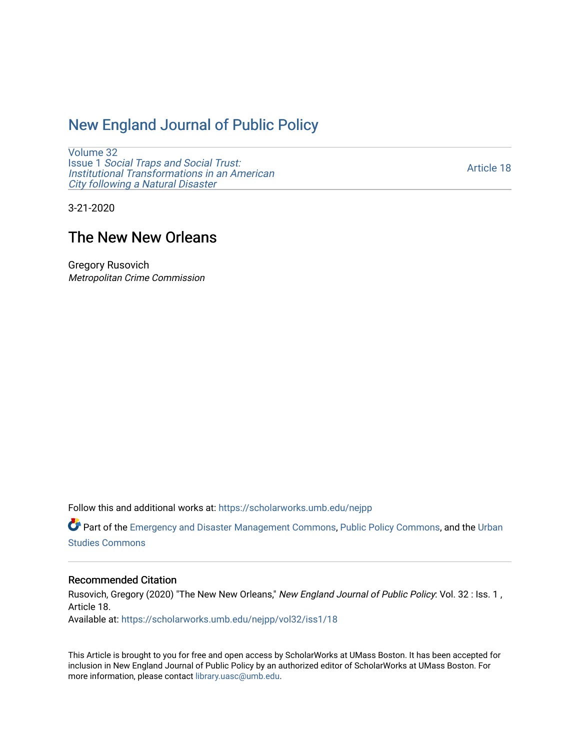# New England Journal of Public Policy

Volume 32
Issue 1 *Social Traps and Social Trust: Institutional Transformations in an American City following a Natural Disaster*

Article 18

3-21-2020

## The New New Orleans

Gregory Rusovich
*Metropolitan Crime Commission*

Follow this and additional works at: https://scholarworks.umb.edu/nejpp

Part of the Emergency and Disaster Management Commons, Public Policy Commons, and the Urban Studies Commons

### Recommended Citation

Rusovich, Gregory (2020) "The New New Orleans," *New England Journal of Public Policy*: Vol. 32 : Iss. 1 , Article 18.
Available at: https://scholarworks.umb.edu/nejpp/vol32/iss1/18

This Article is brought to you for free and open access by ScholarWorks at UMass Boston. It has been accepted for inclusion in New England Journal of Public Policy by an authorized editor of ScholarWorks at UMass Boston. For more information, please contact library.uasc@umb.edu.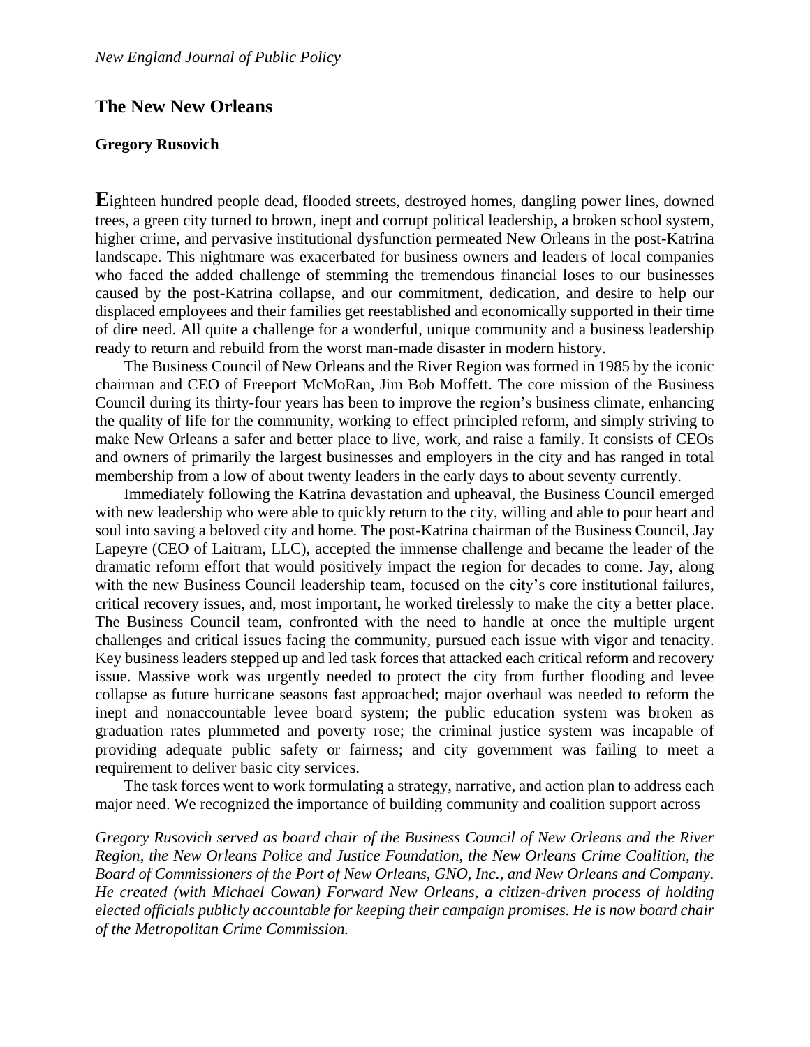# The New New Orleans

**Gregory Rusovich**

**E**ighteen hundred people dead, flooded streets, destroyed homes, dangling power lines, downed trees, a green city turned to brown, inept and corrupt political leadership, a broken school system, higher crime, and pervasive institutional dysfunction permeated New Orleans in the post-Katrina landscape. This nightmare was exacerbated for business owners and leaders of local companies who faced the added challenge of stemming the tremendous financial loses to our businesses caused by the post-Katrina collapse, and our commitment, dedication, and desire to help our displaced employees and their families get reestablished and economically supported in their time of dire need. All quite a challenge for a wonderful, unique community and a business leadership ready to return and rebuild from the worst man-made disaster in modern history.

The Business Council of New Orleans and the River Region was formed in 1985 by the iconic chairman and CEO of Freeport McMoRan, Jim Bob Moffett. The core mission of the Business Council during its thirty-four years has been to improve the region's business climate, enhancing the quality of life for the community, working to effect principled reform, and simply striving to make New Orleans a safer and better place to live, work, and raise a family. It consists of CEOs and owners of primarily the largest businesses and employers in the city and has ranged in total membership from a low of about twenty leaders in the early days to about seventy currently.

Immediately following the Katrina devastation and upheaval, the Business Council emerged with new leadership who were able to quickly return to the city, willing and able to pour heart and soul into saving a beloved city and home. The post-Katrina chairman of the Business Council, Jay Lapeyre (CEO of Laitram, LLC), accepted the immense challenge and became the leader of the dramatic reform effort that would positively impact the region for decades to come. Jay, along with the new Business Council leadership team, focused on the city's core institutional failures, critical recovery issues, and, most important, he worked tirelessly to make the city a better place. The Business Council team, confronted with the need to handle at once the multiple urgent challenges and critical issues facing the community, pursued each issue with vigor and tenacity. Key business leaders stepped up and led task forces that attacked each critical reform and recovery issue. Massive work was urgently needed to protect the city from further flooding and levee collapse as future hurricane seasons fast approached; major overhaul was needed to reform the inept and nonaccountable levee board system; the public education system was broken as graduation rates plummeted and poverty rose; the criminal justice system was incapable of providing adequate public safety or fairness; and city government was failing to meet a requirement to deliver basic city services.

The task forces went to work formulating a strategy, narrative, and action plan to address each major need. We recognized the importance of building community and coalition support across

*Gregory Rusovich served as board chair of the Business Council of New Orleans and the River Region, the New Orleans Police and Justice Foundation, the New Orleans Crime Coalition, the Board of Commissioners of the Port of New Orleans, GNO, Inc., and New Orleans and Company. He created (with Michael Cowan) Forward New Orleans, a citizen-driven process of holding elected officials publicly accountable for keeping their campaign promises. He is now board chair of the Metropolitan Crime Commission.*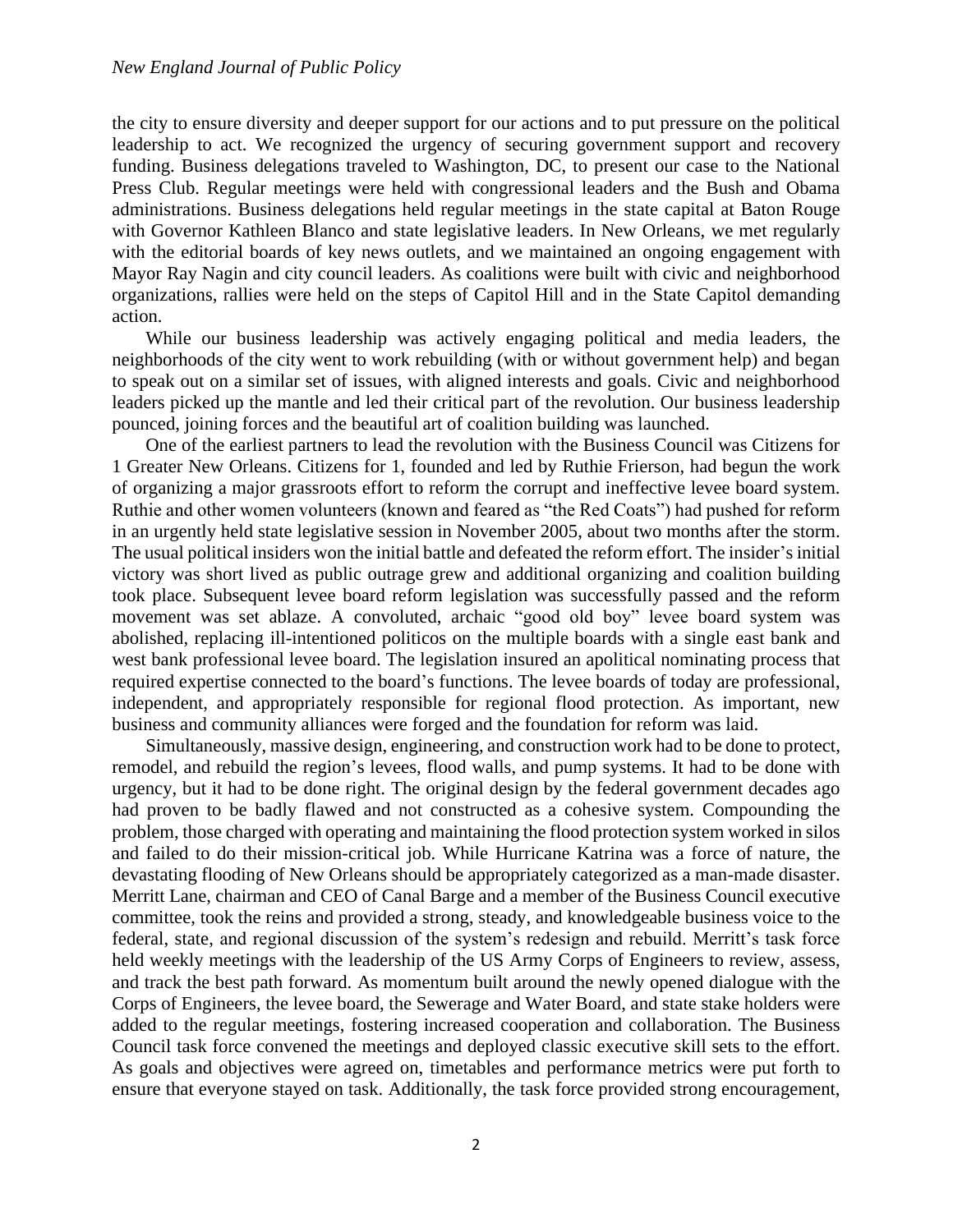the city to ensure diversity and deeper support for our actions and to put pressure on the political leadership to act. We recognized the urgency of securing government support and recovery funding. Business delegations traveled to Washington, DC, to present our case to the National Press Club. Regular meetings were held with congressional leaders and the Bush and Obama administrations. Business delegations held regular meetings in the state capital at Baton Rouge with Governor Kathleen Blanco and state legislative leaders. In New Orleans, we met regularly with the editorial boards of key news outlets, and we maintained an ongoing engagement with Mayor Ray Nagin and city council leaders. As coalitions were built with civic and neighborhood organizations, rallies were held on the steps of Capitol Hill and in the State Capitol demanding action.

While our business leadership was actively engaging political and media leaders, the neighborhoods of the city went to work rebuilding (with or without government help) and began to speak out on a similar set of issues, with aligned interests and goals. Civic and neighborhood leaders picked up the mantle and led their critical part of the revolution. Our business leadership pounced, joining forces and the beautiful art of coalition building was launched.

One of the earliest partners to lead the revolution with the Business Council was Citizens for 1 Greater New Orleans. Citizens for 1, founded and led by Ruthie Frierson, had begun the work of organizing a major grassroots effort to reform the corrupt and ineffective levee board system. Ruthie and other women volunteers (known and feared as "the Red Coats") had pushed for reform in an urgently held state legislative session in November 2005, about two months after the storm. The usual political insiders won the initial battle and defeated the reform effort. The insider's initial victory was short lived as public outrage grew and additional organizing and coalition building took place. Subsequent levee board reform legislation was successfully passed and the reform movement was set ablaze. A convoluted, archaic "good old boy" levee board system was abolished, replacing ill-intentioned politicos on the multiple boards with a single east bank and west bank professional levee board. The legislation insured an apolitical nominating process that required expertise connected to the board's functions. The levee boards of today are professional, independent, and appropriately responsible for regional flood protection. As important, new business and community alliances were forged and the foundation for reform was laid.

Simultaneously, massive design, engineering, and construction work had to be done to protect, remodel, and rebuild the region's levees, flood walls, and pump systems. It had to be done with urgency, but it had to be done right. The original design by the federal government decades ago had proven to be badly flawed and not constructed as a cohesive system. Compounding the problem, those charged with operating and maintaining the flood protection system worked in silos and failed to do their mission-critical job. While Hurricane Katrina was a force of nature, the devastating flooding of New Orleans should be appropriately categorized as a man-made disaster. Merritt Lane, chairman and CEO of Canal Barge and a member of the Business Council executive committee, took the reins and provided a strong, steady, and knowledgeable business voice to the federal, state, and regional discussion of the system's redesign and rebuild. Merritt's task force held weekly meetings with the leadership of the US Army Corps of Engineers to review, assess, and track the best path forward. As momentum built around the newly opened dialogue with the Corps of Engineers, the levee board, the Sewerage and Water Board, and state stake holders were added to the regular meetings, fostering increased cooperation and collaboration. The Business Council task force convened the meetings and deployed classic executive skill sets to the effort. As goals and objectives were agreed on, timetables and performance metrics were put forth to ensure that everyone stayed on task. Additionally, the task force provided strong encouragement,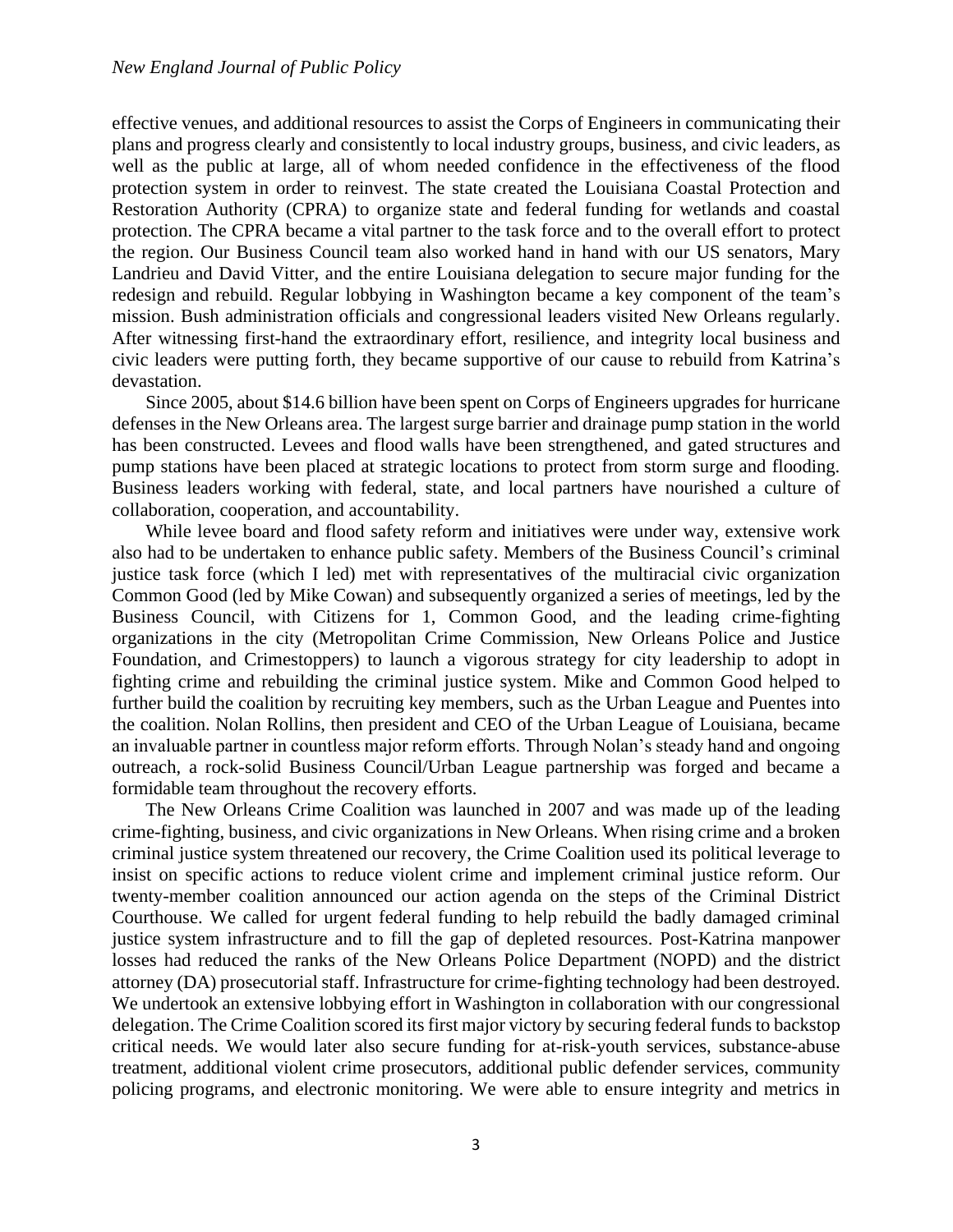effective venues, and additional resources to assist the Corps of Engineers in communicating their plans and progress clearly and consistently to local industry groups, business, and civic leaders, as well as the public at large, all of whom needed confidence in the effectiveness of the flood protection system in order to reinvest. The state created the Louisiana Coastal Protection and Restoration Authority (CPRA) to organize state and federal funding for wetlands and coastal protection. The CPRA became a vital partner to the task force and to the overall effort to protect the region. Our Business Council team also worked hand in hand with our US senators, Mary Landrieu and David Vitter, and the entire Louisiana delegation to secure major funding for the redesign and rebuild. Regular lobbying in Washington became a key component of the team's mission. Bush administration officials and congressional leaders visited New Orleans regularly. After witnessing first-hand the extraordinary effort, resilience, and integrity local business and civic leaders were putting forth, they became supportive of our cause to rebuild from Katrina's devastation.

Since 2005, about $14.6 billion have been spent on Corps of Engineers upgrades for hurricane defenses in the New Orleans area. The largest surge barrier and drainage pump station in the world has been constructed. Levees and flood walls have been strengthened, and gated structures and pump stations have been placed at strategic locations to protect from storm surge and flooding. Business leaders working with federal, state, and local partners have nourished a culture of collaboration, cooperation, and accountability.

While levee board and flood safety reform and initiatives were under way, extensive work also had to be undertaken to enhance public safety. Members of the Business Council's criminal justice task force (which I led) met with representatives of the multiracial civic organization Common Good (led by Mike Cowan) and subsequently organized a series of meetings, led by the Business Council, with Citizens for 1, Common Good, and the leading crime-fighting organizations in the city (Metropolitan Crime Commission, New Orleans Police and Justice Foundation, and Crimestoppers) to launch a vigorous strategy for city leadership to adopt in fighting crime and rebuilding the criminal justice system. Mike and Common Good helped to further build the coalition by recruiting key members, such as the Urban League and Puentes into the coalition. Nolan Rollins, then president and CEO of the Urban League of Louisiana, became an invaluable partner in countless major reform efforts. Through Nolan's steady hand and ongoing outreach, a rock-solid Business Council/Urban League partnership was forged and became a formidable team throughout the recovery efforts.

The New Orleans Crime Coalition was launched in 2007 and was made up of the leading crime-fighting, business, and civic organizations in New Orleans. When rising crime and a broken criminal justice system threatened our recovery, the Crime Coalition used its political leverage to insist on specific actions to reduce violent crime and implement criminal justice reform. Our twenty-member coalition announced our action agenda on the steps of the Criminal District Courthouse. We called for urgent federal funding to help rebuild the badly damaged criminal justice system infrastructure and to fill the gap of depleted resources. Post-Katrina manpower losses had reduced the ranks of the New Orleans Police Department (NOPD) and the district attorney (DA) prosecutorial staff. Infrastructure for crime-fighting technology had been destroyed. We undertook an extensive lobbying effort in Washington in collaboration with our congressional delegation. The Crime Coalition scored its first major victory by securing federal funds to backstop critical needs. We would later also secure funding for at-risk-youth services, substance-abuse treatment, additional violent crime prosecutors, additional public defender services, community policing programs, and electronic monitoring. We were able to ensure integrity and metrics in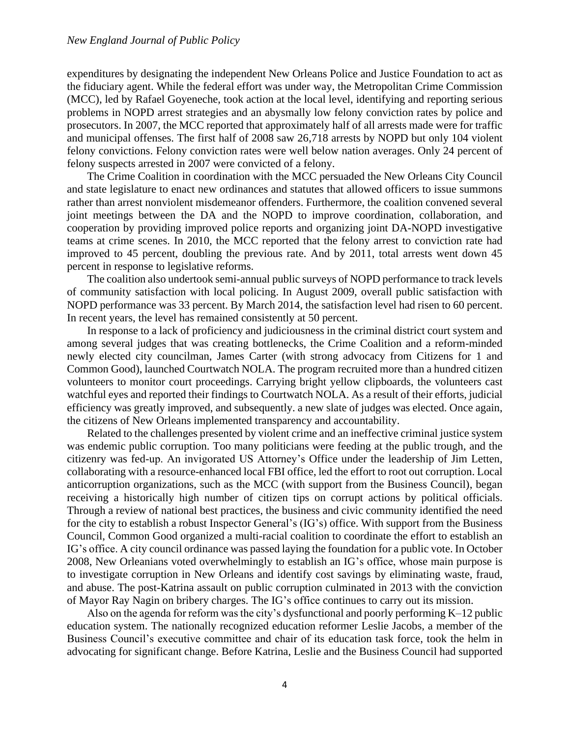expenditures by designating the independent New Orleans Police and Justice Foundation to act as the fiduciary agent. While the federal effort was under way, the Metropolitan Crime Commission (MCC), led by Rafael Goyeneche, took action at the local level, identifying and reporting serious problems in NOPD arrest strategies and an abysmally low felony conviction rates by police and prosecutors. In 2007, the MCC reported that approximately half of all arrests made were for traffic and municipal offenses. The first half of 2008 saw 26,718 arrests by NOPD but only 104 violent felony convictions. Felony conviction rates were well below nation averages. Only 24 percent of felony suspects arrested in 2007 were convicted of a felony.

The Crime Coalition in coordination with the MCC persuaded the New Orleans City Council and state legislature to enact new ordinances and statutes that allowed officers to issue summons rather than arrest nonviolent misdemeanor offenders. Furthermore, the coalition convened several joint meetings between the DA and the NOPD to improve coordination, collaboration, and cooperation by providing improved police reports and organizing joint DA-NOPD investigative teams at crime scenes. In 2010, the MCC reported that the felony arrest to conviction rate had improved to 45 percent, doubling the previous rate. And by 2011, total arrests went down 45 percent in response to legislative reforms.

The coalition also undertook semi-annual public surveys of NOPD performance to track levels of community satisfaction with local policing. In August 2009, overall public satisfaction with NOPD performance was 33 percent. By March 2014, the satisfaction level had risen to 60 percent. In recent years, the level has remained consistently at 50 percent.

In response to a lack of proficiency and judiciousness in the criminal district court system and among several judges that was creating bottlenecks, the Crime Coalition and a reform-minded newly elected city councilman, James Carter (with strong advocacy from Citizens for 1 and Common Good), launched Courtwatch NOLA. The program recruited more than a hundred citizen volunteers to monitor court proceedings. Carrying bright yellow clipboards, the volunteers cast watchful eyes and reported their findings to Courtwatch NOLA. As a result of their efforts, judicial efficiency was greatly improved, and subsequently. a new slate of judges was elected. Once again, the citizens of New Orleans implemented transparency and accountability.

Related to the challenges presented by violent crime and an ineffective criminal justice system was endemic public corruption. Too many politicians were feeding at the public trough, and the citizenry was fed-up. An invigorated US Attorney's Office under the leadership of Jim Letten, collaborating with a resource-enhanced local FBI office, led the effort to root out corruption. Local anticorruption organizations, such as the MCC (with support from the Business Council), began receiving a historically high number of citizen tips on corrupt actions by political officials. Through a review of national best practices, the business and civic community identified the need for the city to establish a robust Inspector General's (IG's) office. With support from the Business Council, Common Good organized a multi-racial coalition to coordinate the effort to establish an IG's office. A city council ordinance was passed laying the foundation for a public vote. In October 2008, New Orleanians voted overwhelmingly to establish an IG's office, whose main purpose is to investigate corruption in New Orleans and identify cost savings by eliminating waste, fraud, and abuse. The post-Katrina assault on public corruption culminated in 2013 with the conviction of Mayor Ray Nagin on bribery charges. The IG's office continues to carry out its mission.

Also on the agenda for reform was the city's dysfunctional and poorly performing K–12 public education system. The nationally recognized education reformer Leslie Jacobs, a member of the Business Council's executive committee and chair of its education task force, took the helm in advocating for significant change. Before Katrina, Leslie and the Business Council had supported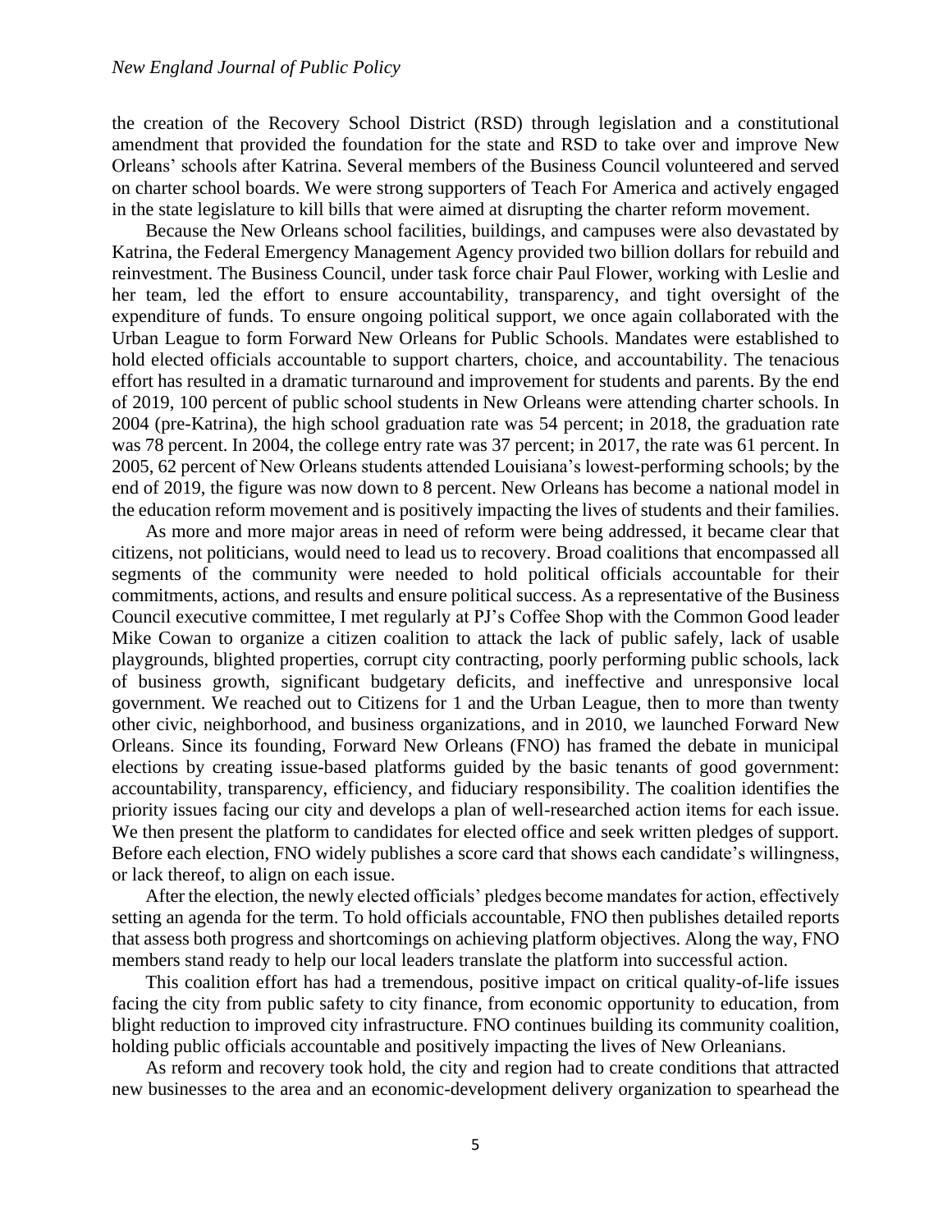the creation of the Recovery School District (RSD) through legislation and a constitutional amendment that provided the foundation for the state and RSD to take over and improve New Orleans' schools after Katrina. Several members of the Business Council volunteered and served on charter school boards. We were strong supporters of Teach For America and actively engaged in the state legislature to kill bills that were aimed at disrupting the charter reform movement.

Because the New Orleans school facilities, buildings, and campuses were also devastated by Katrina, the Federal Emergency Management Agency provided two billion dollars for rebuild and reinvestment. The Business Council, under task force chair Paul Flower, working with Leslie and her team, led the effort to ensure accountability, transparency, and tight oversight of the expenditure of funds. To ensure ongoing political support, we once again collaborated with the Urban League to form Forward New Orleans for Public Schools. Mandates were established to hold elected officials accountable to support charters, choice, and accountability. The tenacious effort has resulted in a dramatic turnaround and improvement for students and parents. By the end of 2019, 100 percent of public school students in New Orleans were attending charter schools. In 2004 (pre-Katrina), the high school graduation rate was 54 percent; in 2018, the graduation rate was 78 percent. In 2004, the college entry rate was 37 percent; in 2017, the rate was 61 percent. In 2005, 62 percent of New Orleans students attended Louisiana's lowest-performing schools; by the end of 2019, the figure was now down to 8 percent. New Orleans has become a national model in the education reform movement and is positively impacting the lives of students and their families.

As more and more major areas in need of reform were being addressed, it became clear that citizens, not politicians, would need to lead us to recovery. Broad coalitions that encompassed all segments of the community were needed to hold political officials accountable for their commitments, actions, and results and ensure political success. As a representative of the Business Council executive committee, I met regularly at PJ's Coffee Shop with the Common Good leader Mike Cowan to organize a citizen coalition to attack the lack of public safely, lack of usable playgrounds, blighted properties, corrupt city contracting, poorly performing public schools, lack of business growth, significant budgetary deficits, and ineffective and unresponsive local government. We reached out to Citizens for 1 and the Urban League, then to more than twenty other civic, neighborhood, and business organizations, and in 2010, we launched Forward New Orleans. Since its founding, Forward New Orleans (FNO) has framed the debate in municipal elections by creating issue-based platforms guided by the basic tenants of good government: accountability, transparency, efficiency, and fiduciary responsibility. The coalition identifies the priority issues facing our city and develops a plan of well-researched action items for each issue. We then present the platform to candidates for elected office and seek written pledges of support. Before each election, FNO widely publishes a score card that shows each candidate's willingness, or lack thereof, to align on each issue.

After the election, the newly elected officials' pledges become mandates for action, effectively setting an agenda for the term. To hold officials accountable, FNO then publishes detailed reports that assess both progress and shortcomings on achieving platform objectives. Along the way, FNO members stand ready to help our local leaders translate the platform into successful action.

This coalition effort has had a tremendous, positive impact on critical quality-of-life issues facing the city from public safety to city finance, from economic opportunity to education, from blight reduction to improved city infrastructure. FNO continues building its community coalition, holding public officials accountable and positively impacting the lives of New Orleanians.

As reform and recovery took hold, the city and region had to create conditions that attracted new businesses to the area and an economic-development delivery organization to spearhead the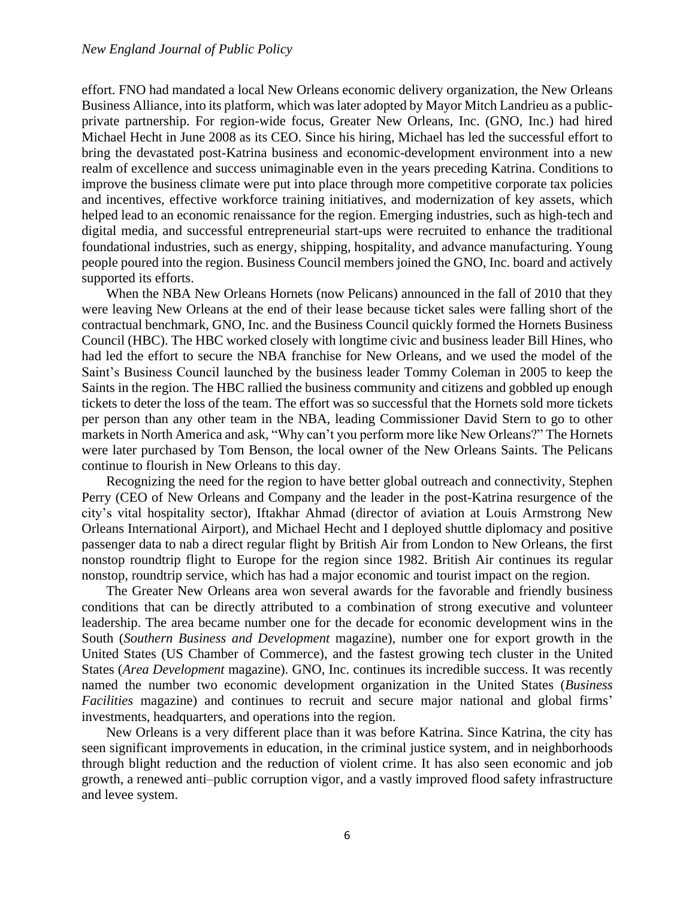effort. FNO had mandated a local New Orleans economic delivery organization, the New Orleans Business Alliance, into its platform, which was later adopted by Mayor Mitch Landrieu as a public-private partnership. For region-wide focus, Greater New Orleans, Inc. (GNO, Inc.) had hired Michael Hecht in June 2008 as its CEO. Since his hiring, Michael has led the successful effort to bring the devastated post-Katrina business and economic-development environment into a new realm of excellence and success unimaginable even in the years preceding Katrina. Conditions to improve the business climate were put into place through more competitive corporate tax policies and incentives, effective workforce training initiatives, and modernization of key assets, which helped lead to an economic renaissance for the region. Emerging industries, such as high-tech and digital media, and successful entrepreneurial start-ups were recruited to enhance the traditional foundational industries, such as energy, shipping, hospitality, and advance manufacturing. Young people poured into the region. Business Council members joined the GNO, Inc. board and actively supported its efforts.

When the NBA New Orleans Hornets (now Pelicans) announced in the fall of 2010 that they were leaving New Orleans at the end of their lease because ticket sales were falling short of the contractual benchmark, GNO, Inc. and the Business Council quickly formed the Hornets Business Council (HBC). The HBC worked closely with longtime civic and business leader Bill Hines, who had led the effort to secure the NBA franchise for New Orleans, and we used the model of the Saint's Business Council launched by the business leader Tommy Coleman in 2005 to keep the Saints in the region. The HBC rallied the business community and citizens and gobbled up enough tickets to deter the loss of the team. The effort was so successful that the Hornets sold more tickets per person than any other team in the NBA, leading Commissioner David Stern to go to other markets in North America and ask, "Why can't you perform more like New Orleans?" The Hornets were later purchased by Tom Benson, the local owner of the New Orleans Saints. The Pelicans continue to flourish in New Orleans to this day.

Recognizing the need for the region to have better global outreach and connectivity, Stephen Perry (CEO of New Orleans and Company and the leader in the post-Katrina resurgence of the city's vital hospitality sector), Iftakhar Ahmad (director of aviation at Louis Armstrong New Orleans International Airport), and Michael Hecht and I deployed shuttle diplomacy and positive passenger data to nab a direct regular flight by British Air from London to New Orleans, the first nonstop roundtrip flight to Europe for the region since 1982. British Air continues its regular nonstop, roundtrip service, which has had a major economic and tourist impact on the region.

The Greater New Orleans area won several awards for the favorable and friendly business conditions that can be directly attributed to a combination of strong executive and volunteer leadership. The area became number one for the decade for economic development wins in the South (*Southern Business and Development* magazine), number one for export growth in the United States (US Chamber of Commerce), and the fastest growing tech cluster in the United States (*Area Development* magazine). GNO, Inc. continues its incredible success. It was recently named the number two economic development organization in the United States (*Business Facilities* magazine) and continues to recruit and secure major national and global firms' investments, headquarters, and operations into the region.

New Orleans is a very different place than it was before Katrina. Since Katrina, the city has seen significant improvements in education, in the criminal justice system, and in neighborhoods through blight reduction and the reduction of violent crime. It has also seen economic and job growth, a renewed anti–public corruption vigor, and a vastly improved flood safety infrastructure and levee system.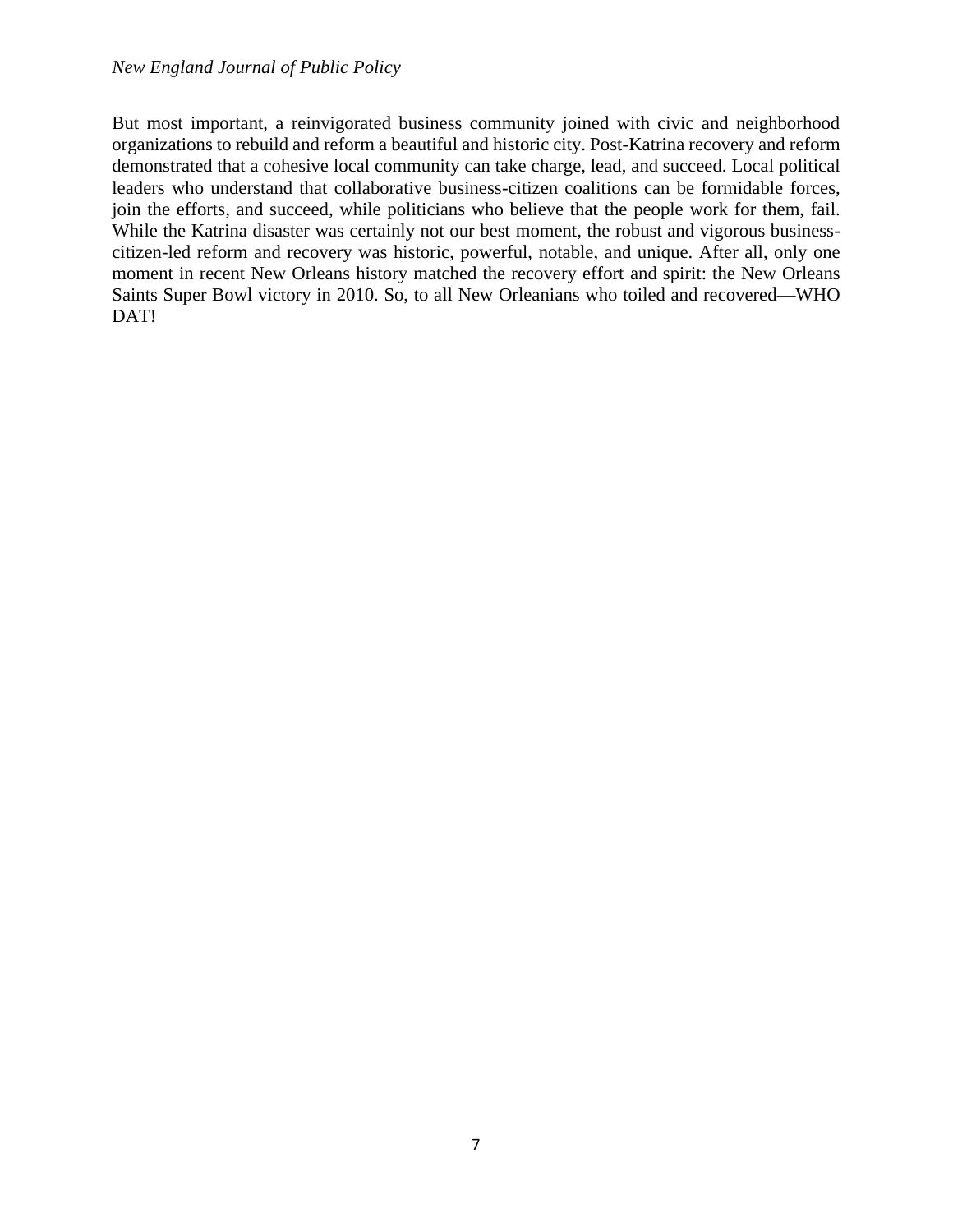But most important, a reinvigorated business community joined with civic and neighborhood organizations to rebuild and reform a beautiful and historic city. Post-Katrina recovery and reform demonstrated that a cohesive local community can take charge, lead, and succeed. Local political leaders who understand that collaborative business-citizen coalitions can be formidable forces, join the efforts, and succeed, while politicians who believe that the people work for them, fail. While the Katrina disaster was certainly not our best moment, the robust and vigorous business-citizen-led reform and recovery was historic, powerful, notable, and unique. After all, only one moment in recent New Orleans history matched the recovery effort and spirit: the New Orleans Saints Super Bowl victory in 2010. So, to all New Orleanians who toiled and recovered—WHO DAT!